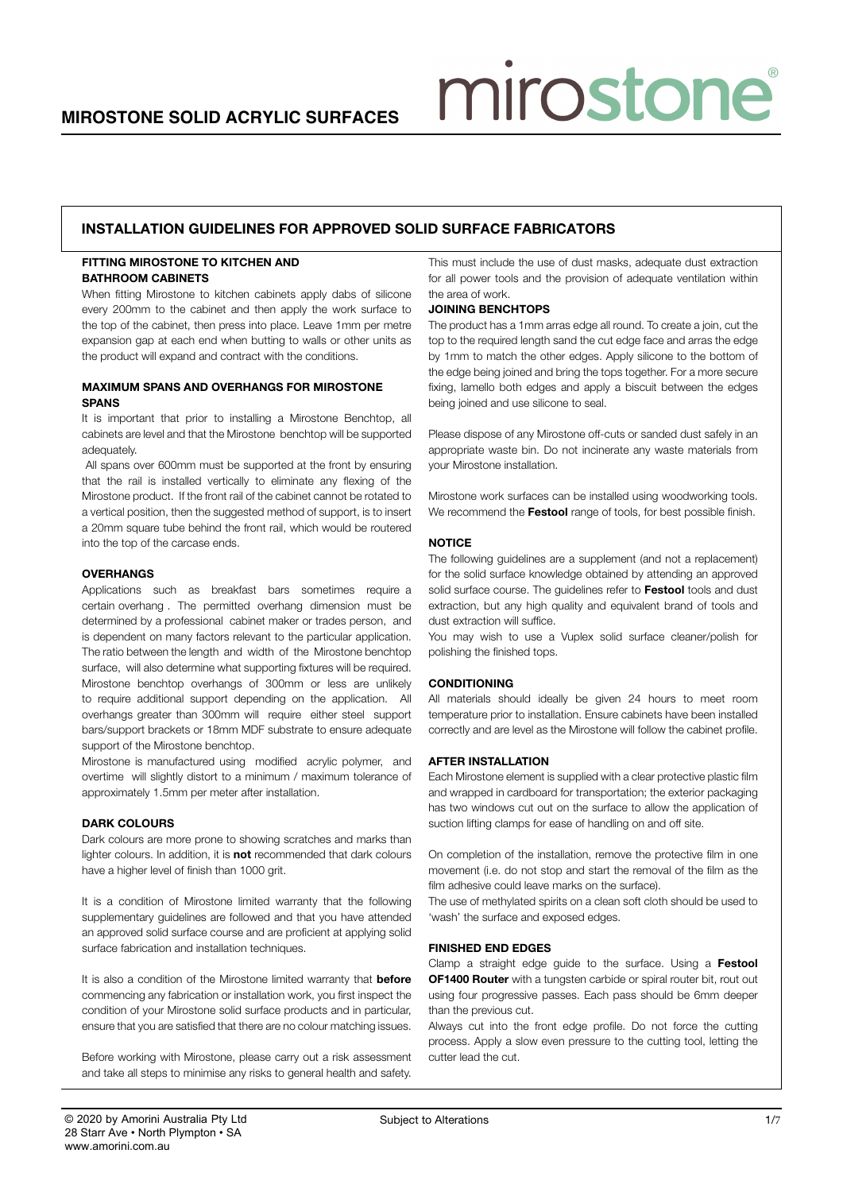# MIROSTONE SOLID ACRYLIC SURFACES

mirostone®

## INSTALLATION GUIDELINES FOR APPROVED SOLID SURFACE FABRICATORS

### FITTING MIROSTONE TO KITCHEN AND BATHROOM CABINETS

When fitting Mirostone to kitchen cabinets apply dabs of silicone every 200mm to the cabinet and then apply the work surface to the top of the cabinet, then press into place. Leave 1mm per metre expansion gap at each end when butting to walls or other units as the product will expand and contract with the conditions.

### MAXIMUM SPANS AND OVERHANGS FOR MIROSTONE SPANS

It is important that prior to installing a Mirostone Benchtop, all cabinets are level and that the Mirostone benchtop will be supported adequately.

All spans over 600mm must be supported at the front by ensuring that the rail is installed vertically to eliminate any flexing of the Mirostone product. If the front rail of the cabinet cannot be rotated to a vertical position, then the suggested method of support, is to insert a 20mm square tube behind the front rail, which would be routered into the top of the carcase ends.

### OVERHANGS

Applications such as breakfast bars sometimes require a certain overhang . The permitted overhang dimension must be determined by a professional cabinet maker or trades person, and is dependent on many factors relevant to the particular application. The ratio between the length and width of the Mirostone benchtop surface, will also determine what supporting fixtures will be required. Mirostone benchtop overhangs of 300mm or less are unlikely to require additional support depending on the application. All overhangs greater than 300mm will require either steel support bars/support brackets or 18mm MDF substrate to ensure adequate support of the Mirostone benchtop.

Mirostone is manufactured using modified acrylic polymer, and overtime will slightly distort to a minimum / maximum tolerance of approximately 1.5mm per meter after installation.

### DARK COLOURS

Dark colours are more prone to showing scratches and marks than lighter colours. In addition, it is **not** recommended that dark colours have a higher level of finish than 1000 grit.

It is a condition of Mirostone limited warranty that the following supplementary guidelines are followed and that you have attended an approved solid surface course and are proficient at applying solid surface fabrication and installation techniques.

It is also a condition of the Mirostone limited warranty that **before** commencing any fabrication or installation work, you first inspect the condition of your Mirostone solid surface products and in particular, ensure that you are satisfied that there are no colour matching issues.

Before working with Mirostone, please carry out a risk assessment and take all steps to minimise any risks to general health and safety. This must include the use of dust masks, adequate dust extraction for all power tools and the provision of adequate ventilation within the area of work.

### JOINING BENCHTOPS

The product has a 1mm arras edge all round. To create a join, cut the top to the required length sand the cut edge face and arras the edge by 1mm to match the other edges. Apply silicone to the bottom of the edge being joined and bring the tops together. For a more secure fixing, lamello both edges and apply a biscuit between the edges being joined and use silicone to seal.

Please dispose of any Mirostone off-cuts or sanded dust safely in an appropriate waste bin. Do not incinerate any waste materials from your Mirostone installation.

Mirostone work surfaces can be installed using woodworking tools. We recommend the **Festool** range of tools, for best possible finish.

### NOTICE

The following guidelines are a supplement (and not a replacement) for the solid surface knowledge obtained by attending an approved solid surface course. The guidelines refer to **Festool** tools and dust extraction, but any high quality and equivalent brand of tools and dust extraction will suffice.

You may wish to use a Vuplex solid surface cleaner/polish for polishing the finished tops.

### CONDITIONING

All materials should ideally be given 24 hours to meet room temperature prior to installation. Ensure cabinets have been installed correctly and are level as the Mirostone will follow the cabinet profile.

### AFTER INSTALLATION

Each Mirostone element is supplied with a clear protective plastic film and wrapped in cardboard for transportation; the exterior packaging has two windows cut out on the surface to allow the application of suction lifting clamps for ease of handling on and off site.

On completion of the installation, remove the protective film in one movement (i.e. do not stop and start the removal of the film as the film adhesive could leave marks on the surface).

The use of methylated spirits on a clean soft cloth should be used to 'wash' the surface and exposed edges.

### FINISHED END EDGES

Clamp a straight edge guide to the surface. Using a **Festool OF1400 Router** with a tungsten carbide or spiral router bit, rout out using four progressive passes. Each pass should be 6mm deeper than the previous cut.

Always cut into the front edge profile. Do not force the cutting process. Apply a slow even pressure to the cutting tool, letting the cutter lead the cut.

© 2020 by Amorini Australia Pty Ltd
28 Starr Ave • North Plympton • SA
www.amorini.com.au

Subject to Alterations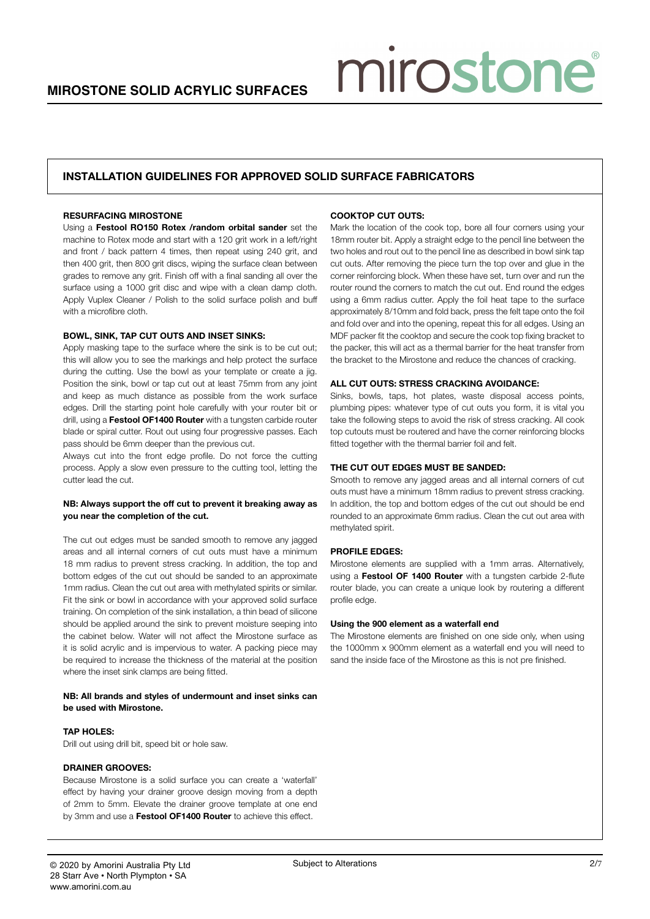# MIROSTONE SOLID ACRYLIC SURFACES

## INSTALLATION GUIDELINES FOR APPROVED SOLID SURFACE FABRICATORS

### RESURFACING MIROSTONE

Using a **Festool RO150 Rotex /random orbital sander** set the machine to Rotex mode and start with a 120 grit work in a left/right and front / back pattern 4 times, then repeat using 240 grit, and then 400 grit, then 800 grit discs, wiping the surface clean between grades to remove any grit. Finish off with a final sanding all over the surface using a 1000 grit disc and wipe with a clean damp cloth. Apply Vuplex Cleaner / Polish to the solid surface polish and buff with a microfibre cloth.

### BOWL, SINK, TAP CUT OUTS AND INSET SINKS:

Apply masking tape to the surface where the sink is to be cut out; this will allow you to see the markings and help protect the surface during the cutting. Use the bowl as your template or create a jig. Position the sink, bowl or tap cut out at least 75mm from any joint and keep as much distance as possible from the work surface edges. Drill the starting point hole carefully with your router bit or drill, using a **Festool OF1400 Router** with a tungsten carbide router blade or spiral cutter. Rout out using four progressive passes. Each pass should be 6mm deeper than the previous cut.

Always cut into the front edge profile. Do not force the cutting process. Apply a slow even pressure to the cutting tool, letting the cutter lead the cut.

**NB: Always support the off cut to prevent it breaking away as you near the completion of the cut.**

The cut out edges must be sanded smooth to remove any jagged areas and all internal corners of cut outs must have a minimum 18 mm radius to prevent stress cracking. In addition, the top and bottom edges of the cut out should be sanded to an approximate 1mm radius. Clean the cut out area with methylated spirits or similar. Fit the sink or bowl in accordance with your approved solid surface training. On completion of the sink installation, a thin bead of silicone should be applied around the sink to prevent moisture seeping into the cabinet below. Water will not affect the Mirostone surface as it is solid acrylic and is impervious to water. A packing piece may be required to increase the thickness of the material at the position where the inset sink clamps are being fitted.

**NB: All brands and styles of undermount and inset sinks can be used with Mirostone.**

### TAP HOLES:

Drill out using drill bit, speed bit or hole saw.

### DRAINER GROOVES:

Because Mirostone is a solid surface you can create a 'waterfall' effect by having your drainer groove design moving from a depth of 2mm to 5mm. Elevate the drainer groove template at one end by 3mm and use a **Festool OF1400 Router** to achieve this effect.

### COOKTOP CUT OUTS:

Mark the location of the cook top, bore all four corners using your 18mm router bit. Apply a straight edge to the pencil line between the two holes and rout out to the pencil line as described in bowl sink tap cut outs. After removing the piece turn the top over and glue in the corner reinforcing block. When these have set, turn over and run the router round the corners to match the cut out. End round the edges using a 6mm radius cutter. Apply the foil heat tape to the surface approximately 8/10mm and fold back, press the felt tape onto the foil and fold over and into the opening, repeat this for all edges. Using an MDF packer fit the cooktop and secure the cook top fixing bracket to the packer, this will act as a thermal barrier for the heat transfer from the bracket to the Mirostone and reduce the chances of cracking.

### ALL CUT OUTS: STRESS CRACKING AVOIDANCE:

Sinks, bowls, taps, hot plates, waste disposal access points, plumbing pipes: whatever type of cut outs you form, it is vital you take the following steps to avoid the risk of stress cracking. All cook top cutouts must be routered and have the corner reinforcing blocks fitted together with the thermal barrier foil and felt.

### THE CUT OUT EDGES MUST BE SANDED:

Smooth to remove any jagged areas and all internal corners of cut outs must have a minimum 18mm radius to prevent stress cracking. In addition, the top and bottom edges of the cut out should be end rounded to an approximate 6mm radius. Clean the cut out area with methylated spirit.

### PROFILE EDGES:

Mirostone elements are supplied with a 1mm arras. Alternatively, using a **Festool OF 1400 Router** with a tungsten carbide 2-flute router blade, you can create a unique look by routering a different profile edge.

### Using the 900 element as a waterfall end

The Mirostone elements are finished on one side only, when using the 1000mm x 900mm element as a waterfall end you will need to sand the inside face of the Mirostone as this is not pre finished.

© 2020 by Amorini Australia Pty Ltd
28 Starr Ave • North Plympton • SA
www.amorini.com.au

Subject to Alterations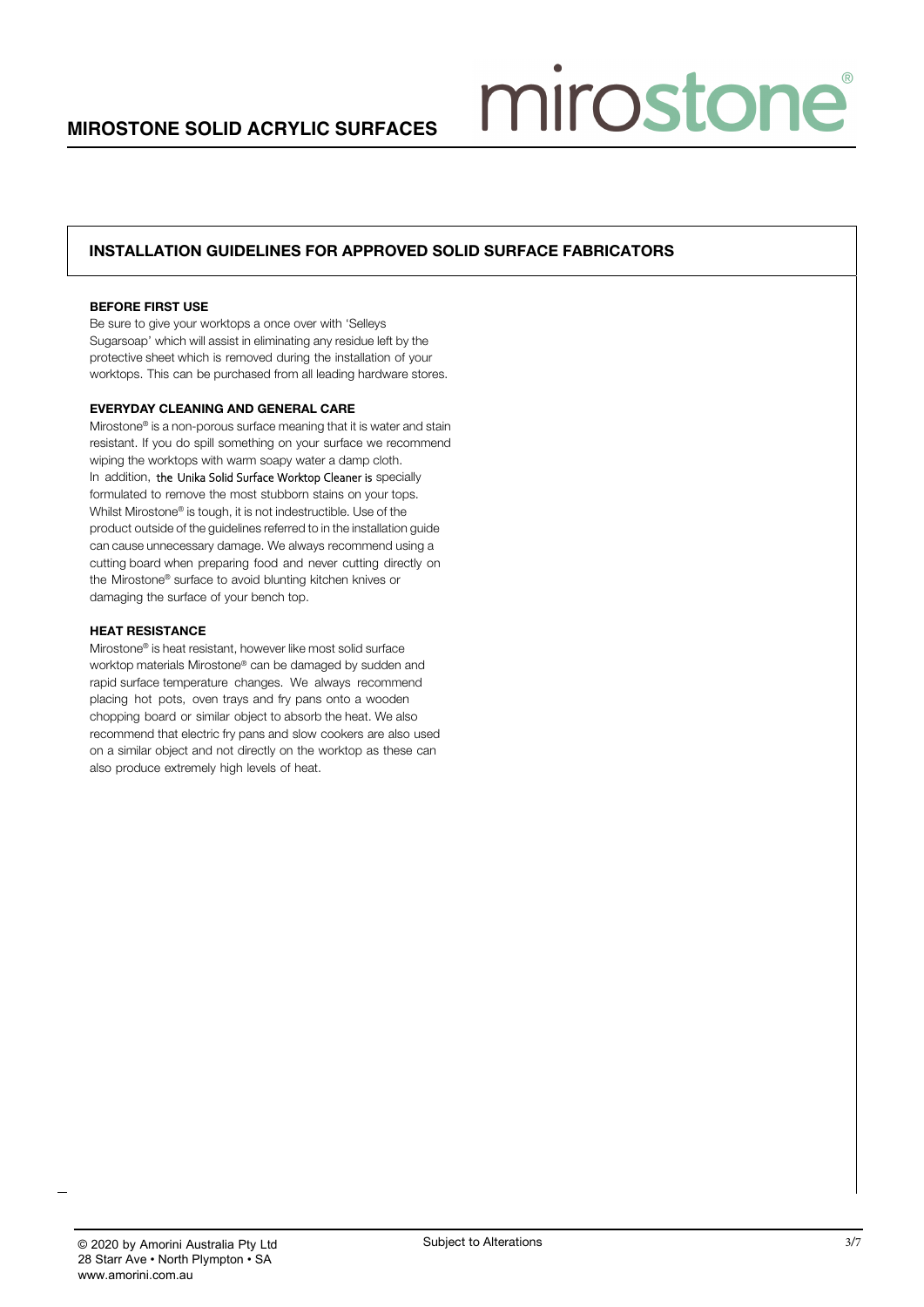## INSTALLATION GUIDELINES FOR APPROVED SOLID SURFACE FABRICATORS

**BEFORE FIRST USE**

Be sure to give your worktops a once over with 'Selleys Sugarsoap' which will assist in eliminating any residue left by the protective sheet which is removed during the installation of your worktops. This can be purchased from all leading hardware stores.

**EVERYDAY CLEANING AND GENERAL CARE**

Mirostone® is a non-porous surface meaning that it is water and stain resistant. If you do spill something on your surface we recommend wiping the worktops with warm soapy water a damp cloth. In addition, the Unika Solid Surface Worktop Cleaner is specially formulated to remove the most stubborn stains on your tops. Whilst Mirostone® is tough, it is not indestructible. Use of the product outside of the guidelines referred to in the installation guide can cause unnecessary damage. We always recommend using a cutting board when preparing food and never cutting directly on the Mirostone® surface to avoid blunting kitchen knives or damaging the surface of your bench top.

**HEAT RESISTANCE**

Mirostone® is heat resistant, however like most solid surface worktop materials Mirostone® can be damaged by sudden and rapid surface temperature changes. We always recommend placing hot pots, oven trays and fry pans onto a wooden chopping board or similar object to absorb the heat. We also recommend that electric fry pans and slow cookers are also used on a similar object and not directly on the worktop as these can also produce extremely high levels of heat.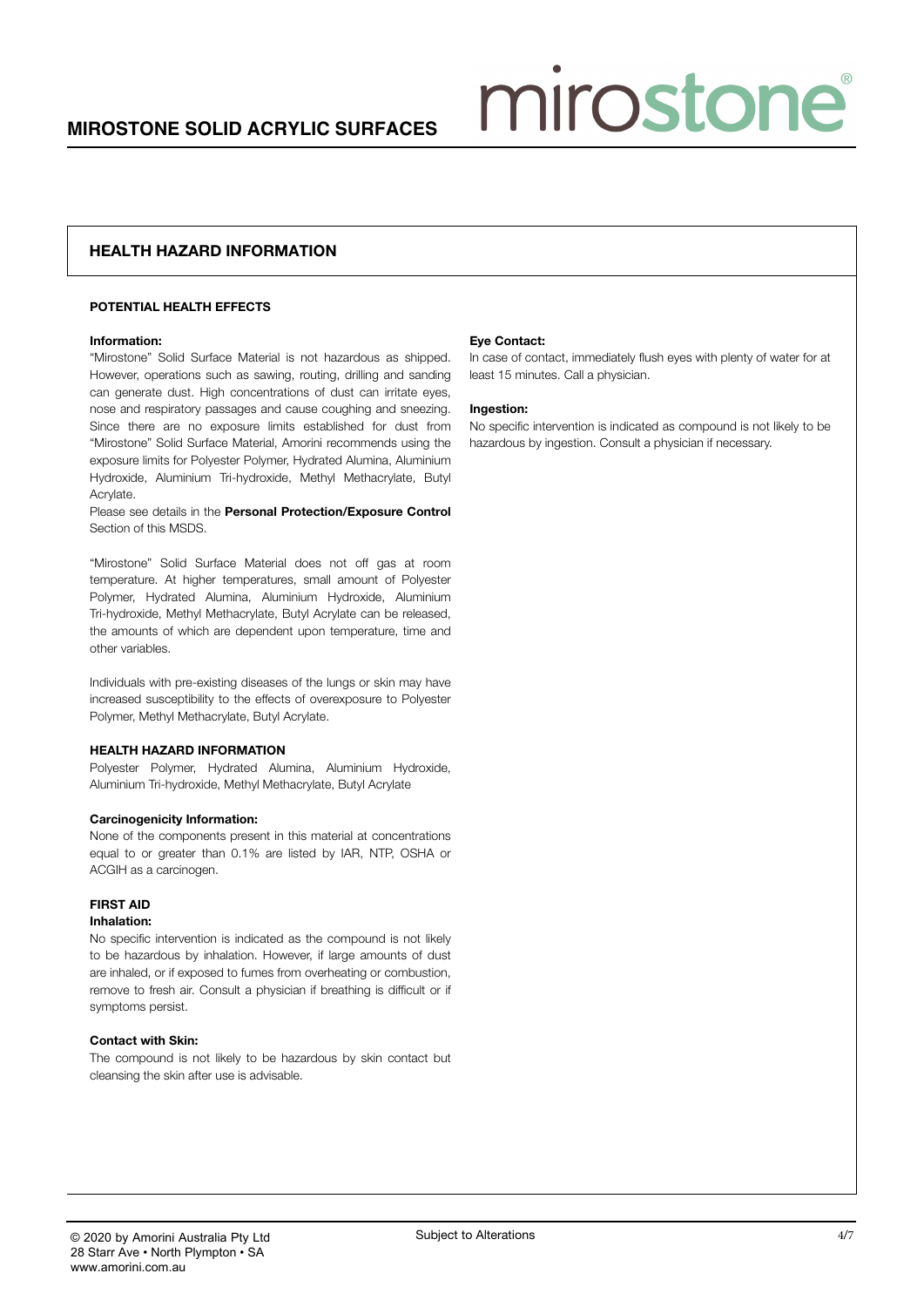## HEALTH HAZARD INFORMATION

### POTENTIAL HEALTH EFFECTS

**Information:**
"Mirostone" Solid Surface Material is not hazardous as shipped. However, operations such as sawing, routing, drilling and sanding can generate dust. High concentrations of dust can irritate eyes, nose and respiratory passages and cause coughing and sneezing. Since there are no exposure limits established for dust from "Mirostone" Solid Surface Material, Amorini recommends using the exposure limits for Polyester Polymer, Hydrated Alumina, Aluminium Hydroxide, Aluminium Tri-hydroxide, Methyl Methacrylate, Butyl Acrylate.
Please see details in the **Personal Protection/Exposure Control** Section of this MSDS.

"Mirostone" Solid Surface Material does not off gas at room temperature. At higher temperatures, small amount of Polyester Polymer, Hydrated Alumina, Aluminium Hydroxide, Aluminium Tri-hydroxide, Methyl Methacrylate, Butyl Acrylate can be released, the amounts of which are dependent upon temperature, time and other variables.

Individuals with pre-existing diseases of the lungs or skin may have increased susceptibility to the effects of overexposure to Polyester Polymer, Methyl Methacrylate, Butyl Acrylate.

### HEALTH HAZARD INFORMATION

Polyester Polymer, Hydrated Alumina, Aluminium Hydroxide, Aluminium Tri-hydroxide, Methyl Methacrylate, Butyl Acrylate

**Carcinogenicity Information:**
None of the components present in this material at concentrations equal to or greater than 0.1% are listed by IAR, NTP, OSHA or ACGIH as a carcinogen.

### FIRST AID

**Inhalation:**
No specific intervention is indicated as the compound is not likely to be hazardous by inhalation. However, if large amounts of dust are inhaled, or if exposed to fumes from overheating or combustion, remove to fresh air. Consult a physician if breathing is difficult or if symptoms persist.

**Contact with Skin:**
The compound is not likely to be hazardous by skin contact but cleansing the skin after use is advisable.

**Eye Contact:**
In case of contact, immediately flush eyes with plenty of water for at least 15 minutes. Call a physician.

**Ingestion:**
No specific intervention is indicated as compound is not likely to be hazardous by ingestion. Consult a physician if necessary.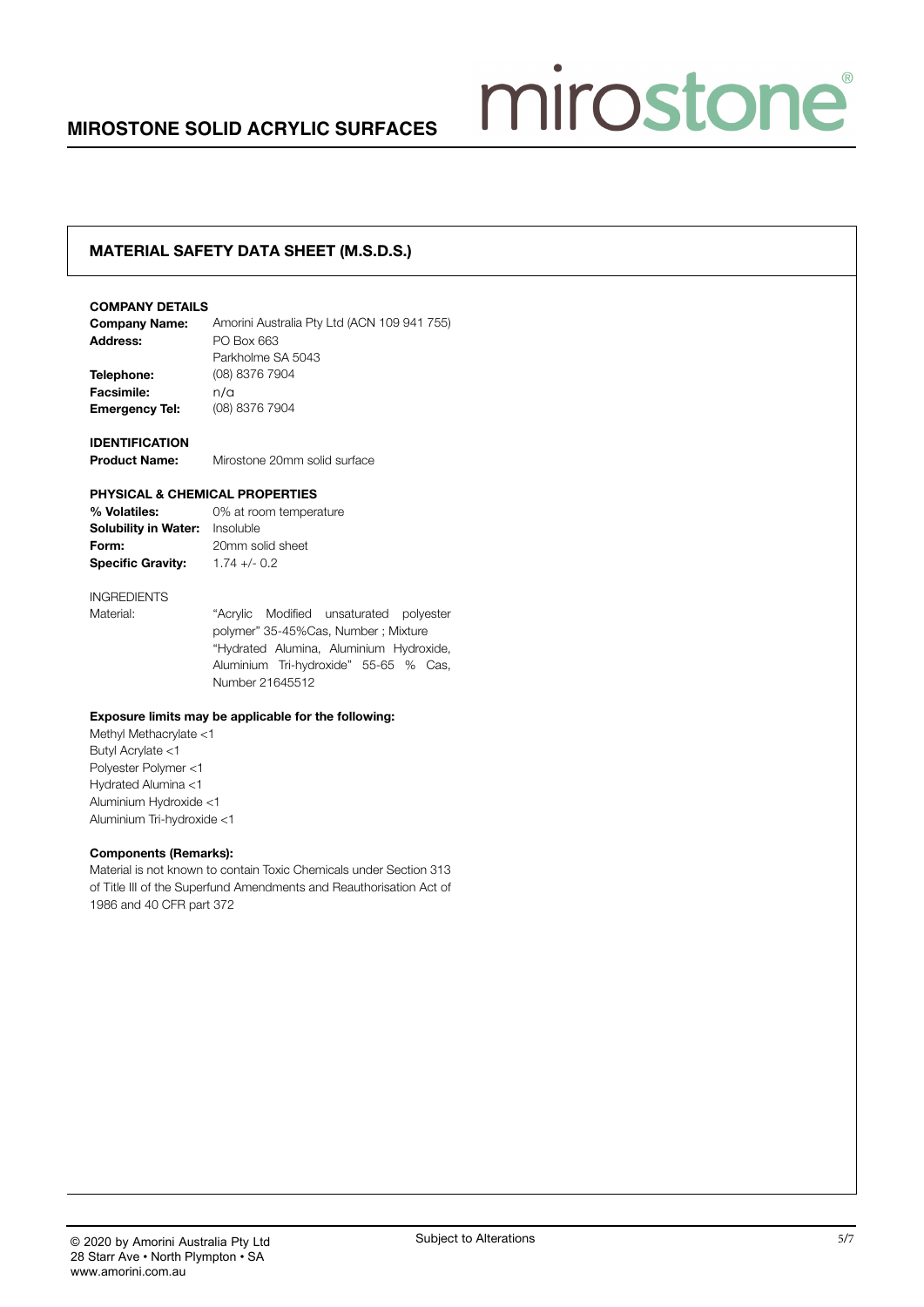## MATERIAL SAFETY DATA SHEET (M.S.D.S.)

**COMPANY DETAILS**

| | |
|---|---|
| **Company Name:** | Amorini Australia Pty Ltd (ACN 109 941 755) |
| **Address:** | PO Box 663<br>Parkholme SA 5043 |
| **Telephone:** | (08) 8376 7904 |
| **Facsimile:** | n/a |
| **Emergency Tel:** | (08) 8376 7904 |

**IDENTIFICATION**

**Product Name:** Mirostone 20mm solid surface

**PHYSICAL & CHEMICAL PROPERTIES**

| | |
|---|---|
| **% Volatiles:** | 0% at room temperature |
| **Solubility in Water:** | Insoluble |
| **Form:** | 20mm solid sheet |
| **Specific Gravity:** | 1.74 +/- 0.2 |

INGREDIENTS

Material: "Acrylic Modified unsaturated polyester polymer" 35-45%Cas, Number ; Mixture "Hydrated Alumina, Aluminium Hydroxide, Aluminium Tri-hydroxide" 55-65 % Cas, Number 21645512

**Exposure limits may be applicable for the following:**

Methyl Methacrylate <1
Butyl Acrylate <1
Polyester Polymer <1
Hydrated Alumina <1
Aluminium Hydroxide <1
Aluminium Tri-hydroxide <1

**Components (Remarks):**

Material is not known to contain Toxic Chemicals under Section 313 of Title III of the Superfund Amendments and Reauthorisation Act of 1986 and 40 CFR part 372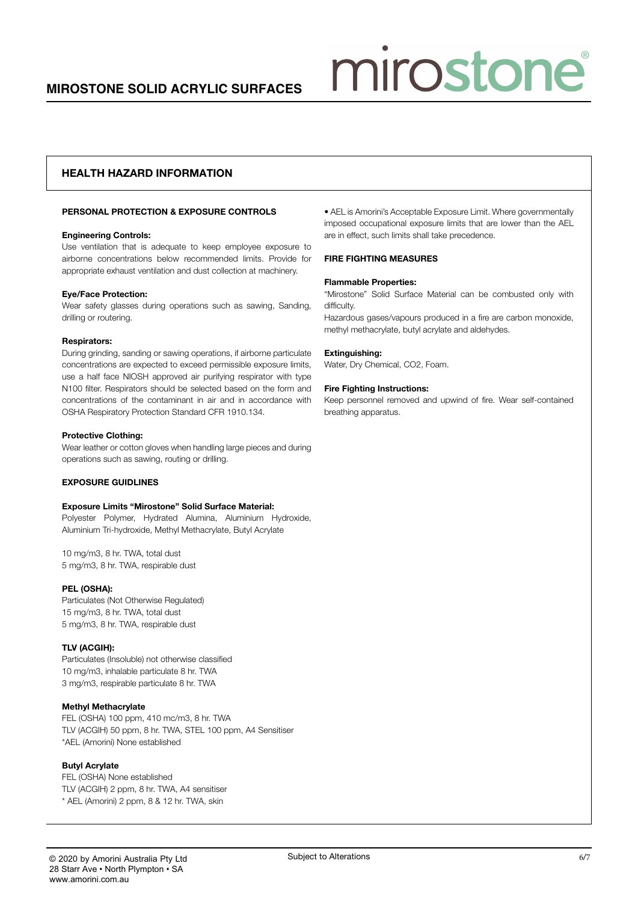## HEALTH HAZARD INFORMATION

### PERSONAL PROTECTION & EXPOSURE CONTROLS

**Engineering Controls:**
Use ventilation that is adequate to keep employee exposure to airborne concentrations below recommended limits. Provide for appropriate exhaust ventilation and dust collection at machinery.

**Eye/Face Protection:**
Wear safety glasses during operations such as sawing, Sanding, drilling or routering.

**Respirators:**
During grinding, sanding or sawing operations, if airborne particulate concentrations are expected to exceed permissible exposure limits, use a half face NIOSH approved air purifying respirator with type N100 filter. Respirators should be selected based on the form and concentrations of the contaminant in air and in accordance with OSHA Respiratory Protection Standard CFR 1910.134.

**Protective Clothing:**
Wear leather or cotton gloves when handling large pieces and during operations such as sawing, routing or drilling.

### EXPOSURE GUIDLINES

**Exposure Limits "Mirostone" Solid Surface Material:**
Polyester Polymer, Hydrated Alumina, Aluminium Hydroxide, Aluminium Tri-hydroxide, Methyl Methacrylate, Butyl Acrylate

10 mg/m3, 8 hr. TWA, total dust
5 mg/m3, 8 hr. TWA, respirable dust

**PEL (OSHA):**
Particulates (Not Otherwise Regulated)
15 mg/m3, 8 hr. TWA, total dust
5 mg/m3, 8 hr. TWA, respirable dust

**TLV (ACGIH):**
Particulates (Insoluble) not otherwise classified
10 mg/m3, inhalable particulate 8 hr. TWA
3 mg/m3, respirable particulate 8 hr. TWA

**Methyl Methacrylate**
FEL (OSHA) 100 ppm, 410 mc/m3, 8 hr. TWA
TLV (ACGIH) 50 ppm, 8 hr. TWA, STEL 100 ppm, A4 Sensitiser
*AEL (Amorini) None established

**Butyl Acrylate**
FEL (OSHA) None established
TLV (ACGIH) 2 ppm, 8 hr. TWA, A4 sensitiser
* AEL (Amorini) 2 ppm, 8 & 12 hr. TWA, skin

• AEL is Amorini's Acceptable Exposure Limit. Where governmentally imposed occupational exposure limits that are lower than the AEL are in effect, such limits shall take precedence.

### FIRE FIGHTING MEASURES

**Flammable Properties:**
"Mirostone" Solid Surface Material can be combusted only with difficulty.
Hazardous gases/vapours produced in a fire are carbon monoxide, methyl methacrylate, butyl acrylate and aldehydes.

**Extinguishing:**
Water, Dry Chemical, CO2, Foam.

**Fire Fighting Instructions:**
Keep personnel removed and upwind of fire. Wear self-contained breathing apparatus.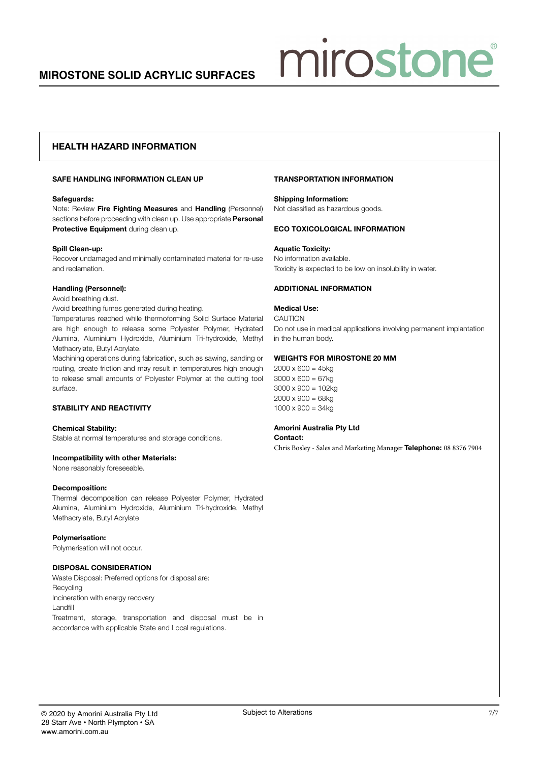# MIROSTONE SOLID ACRYLIC SURFACES

## HEALTH HAZARD INFORMATION

### SAFE HANDLING INFORMATION CLEAN UP

**Safeguards:**
Note: Review **Fire Fighting Measures** and **Handling** (Personnel) sections before proceeding with clean up. Use appropriate **Personal Protective Equipment** during clean up.

**Spill Clean-up:**
Recover undamaged and minimally contaminated material for re-use and reclamation.

**Handling (Personnel):**
Avoid breathing dust.
Avoid breathing fumes generated during heating.
Temperatures reached while thermoforming Solid Surface Material are high enough to release some Polyester Polymer, Hydrated Alumina, Aluminium Hydroxide, Aluminium Tri-hydroxide, Methyl Methacrylate, Butyl Acrylate.
Machining operations during fabrication, such as sawing, sanding or routing, create friction and may result in temperatures high enough to release small amounts of Polyester Polymer at the cutting tool surface.

### STABILITY AND REACTIVITY

**Chemical Stability:**
Stable at normal temperatures and storage conditions.

**Incompatibility with other Materials:**
None reasonably foreseeable.

**Decomposition:**
Thermal decomposition can release Polyester Polymer, Hydrated Alumina, Aluminium Hydroxide, Aluminium Tri-hydroxide, Methyl Methacrylate, Butyl Acrylate

**Polymerisation:**
Polymerisation will not occur.

### DISPOSAL CONSIDERATION

Waste Disposal: Preferred options for disposal are:
Recycling
Incineration with energy recovery
Landfill
Treatment, storage, transportation and disposal must be in accordance with applicable State and Local regulations.

### TRANSPORTATION INFORMATION

**Shipping Information:**
Not classified as hazardous goods.

### ECO TOXICOLOGICAL INFORMATION

**Aquatic Toxicity:**
No information available.
Toxicity is expected to be low on insolubility in water.

### ADDITIONAL INFORMATION

**Medical Use:**
CAUTION
Do not use in medical applications involving permanent implantation in the human body.

### WEIGHTS FOR MIROSTONE 20 MM

2000 x 600 = 45kg
3000 x 600 = 67kg
3000 x 900 = 102kg
2000 x 900 = 68kg
1000 x 900 = 34kg

**Amorini Australia Pty Ltd**
**Contact:**
Chris Bosley - Sales and Marketing Manager **Telephone:** 08 8376 7904

© 2020 by Amorini Australia Pty Ltd
28 Starr Ave • North Plympton • SA
www.amorini.com.au

Subject to Alterations